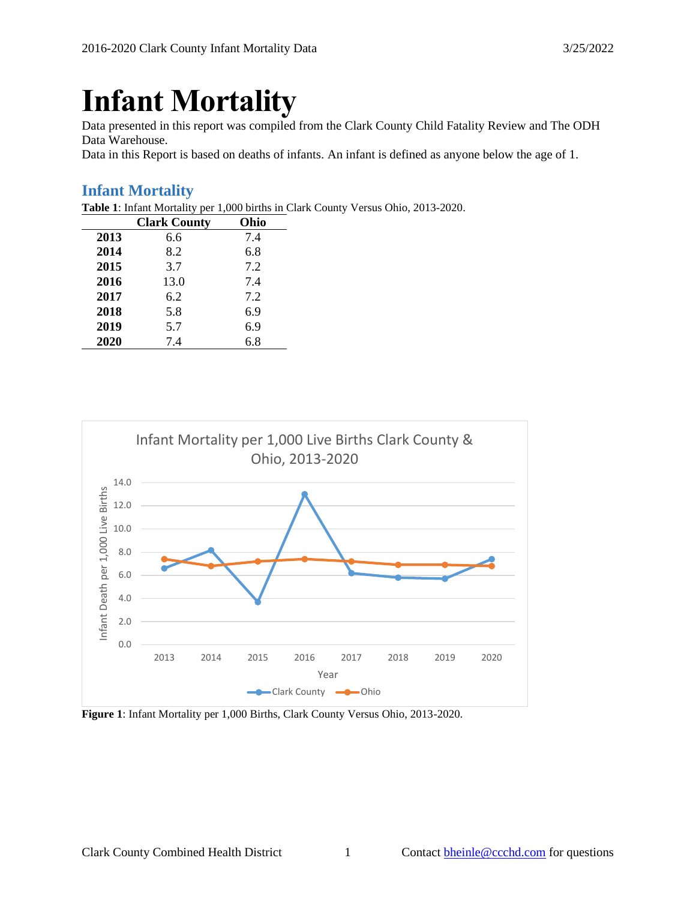# Infant Mortality

Data presented in this report was compiled from the Clark County Child Fatality Review and The ODH Data Warehouse.

Data in this Report is based on deaths of infants. An infant is defined as anyone below the age of 1.

## Infant Mortality

**Table 1**: Infant Mortality per 1,000 births in Clark County Versus Ohio, 2013-2020.

| | Clark County | Ohio |
|---|---|---|
| **2013** | 6.6 | 7.4 |
| **2014** | 8.2 | 6.8 |
| **2015** | 3.7 | 7.2 |
| **2016** | 13.0 | 7.4 |
| **2017** | 6.2 | 7.2 |
| **2018** | 5.8 | 6.9 |
| **2019** | 5.7 | 6.9 |
| **2020** | 7.4 | 6.8 |

**Figure 1**: Infant Mortality per 1,000 Births, Clark County Versus Ohio, 2013-2020.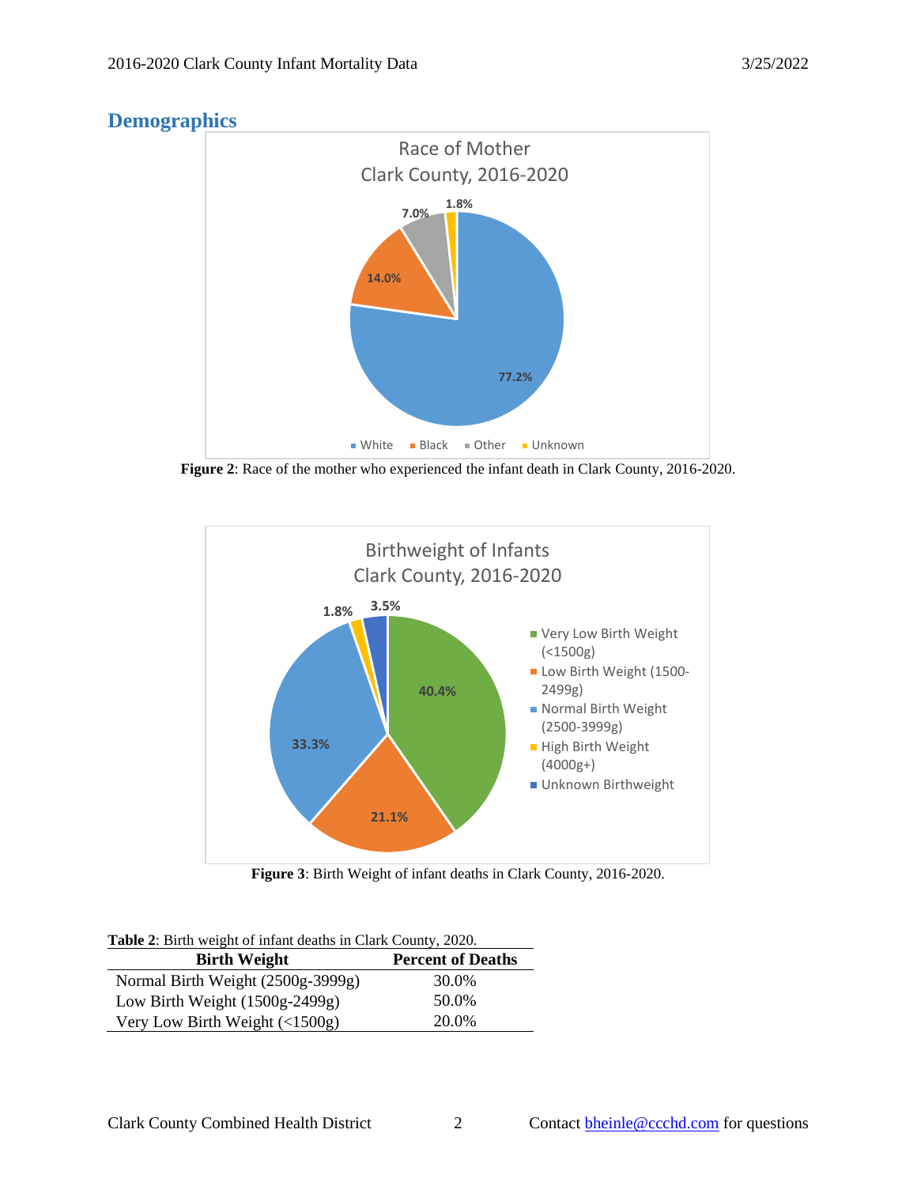## Demographics

**Figure 2**: Race of the mother who experienced the infant death in Clark County, 2016-2020.

**Figure 3**: Birth Weight of infant deaths in Clark County, 2016-2020.

**Table 2**: Birth weight of infant deaths in Clark County, 2020.

| Birth Weight | Percent of Deaths |
|---|---|
| Normal Birth Weight (2500g-3999g) | 30.0% |
| Low Birth Weight (1500g-2499g) | 50.0% |
| Very Low Birth Weight (<1500g) | 20.0% |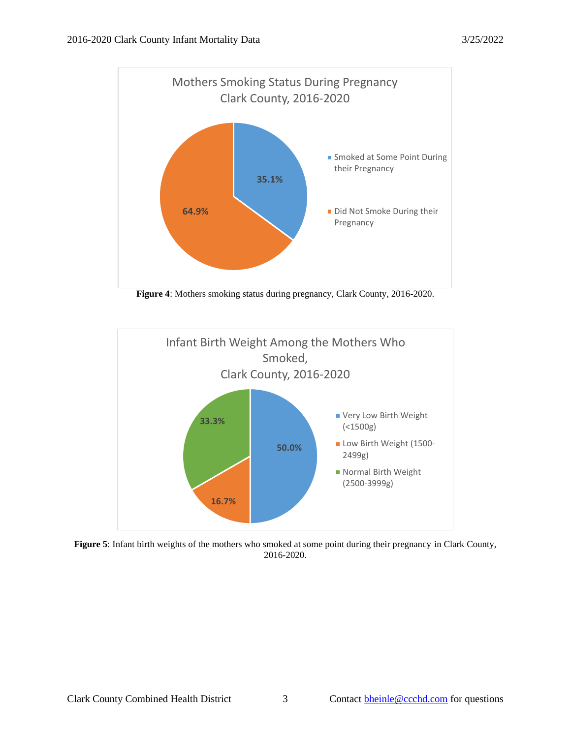**Mothers Smoking Status During Pregnancy**
**Clark County, 2016-2020**

| Smoking Status | Percent |
|---|---|
| Smoked at Some Point During their Pregnancy | 35.1% |
| Did Not Smoke During their Pregnancy | 64.9% |

**Figure 4**: Mothers smoking status during pregnancy, Clark County, 2016-2020.

**Infant Birth Weight Among the Mothers Who Smoked,**
**Clark County, 2016-2020**

| Birth Weight | Percent |
|---|---|
| Very Low Birth Weight (<1500g) | 50.0% |
| Low Birth Weight (1500-2499g) | 16.7% |
| Normal Birth Weight (2500-3999g) | 33.3% |

**Figure 5**: Infant birth weights of the mothers who smoked at some point during their pregnancy in Clark County, 2016-2020.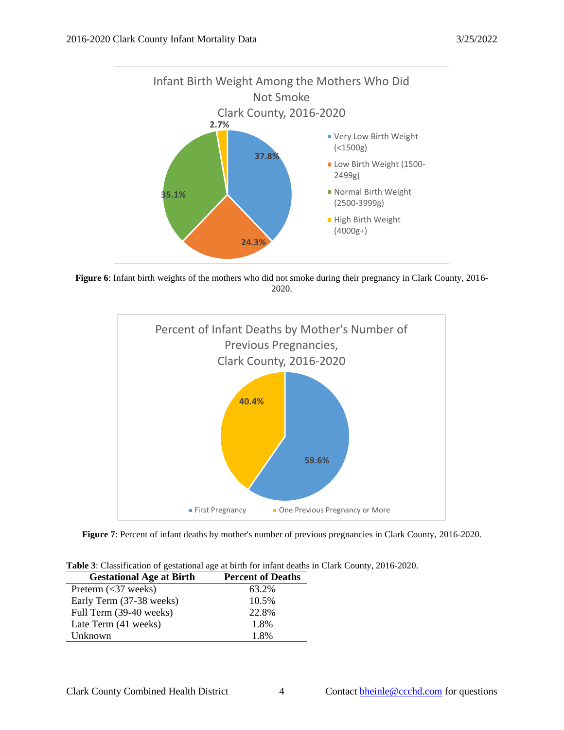**Figure 6**: Infant birth weights of the mothers who did not smoke during their pregnancy in Clark County, 2016-2020.

**Figure 7**: Percent of infant deaths by mother's number of previous pregnancies in Clark County, 2016-2020.

**Table 3**: Classification of gestational age at birth for infant deaths in Clark County, 2016-2020.

| Gestational Age at Birth | Percent of Deaths |
|---|---|
| Preterm (<37 weeks) | 63.2% |
| Early Term (37-38 weeks) | 10.5% |
| Full Term (39-40 weeks) | 22.8% |
| Late Term (41 weeks) | 1.8% |
| Unknown | 1.8% |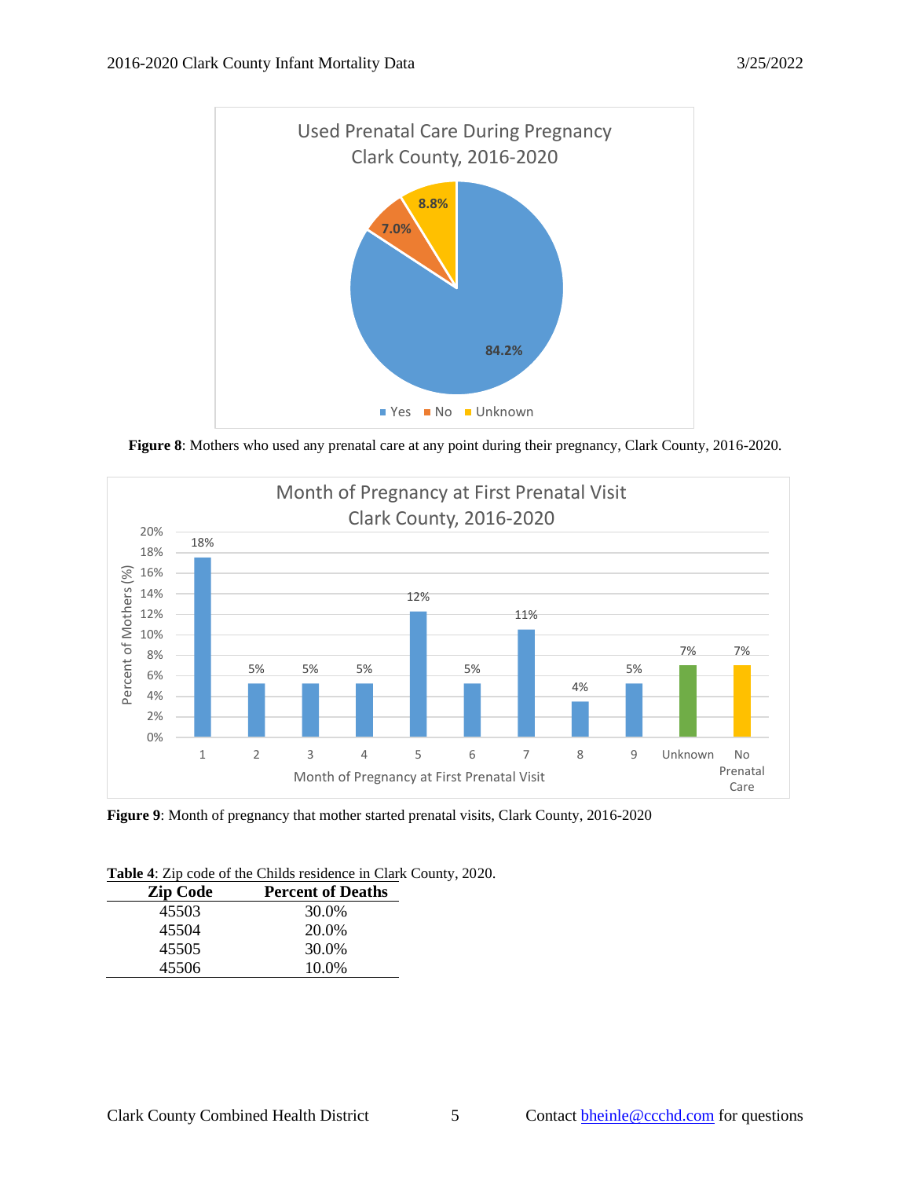**Figure 8**: Mothers who used any prenatal care at any point during their pregnancy, Clark County, 2016-2020.

**Figure 9**: Month of pregnancy that mother started prenatal visits, Clark County, 2016-2020

**Table 4**: Zip code of the Childs residence in Clark County, 2020.

| Zip Code | Percent of Deaths |
|---|---|
| 45503 | 30.0% |
| 45504 | 20.0% |
| 45505 | 30.0% |
| 45506 | 10.0% |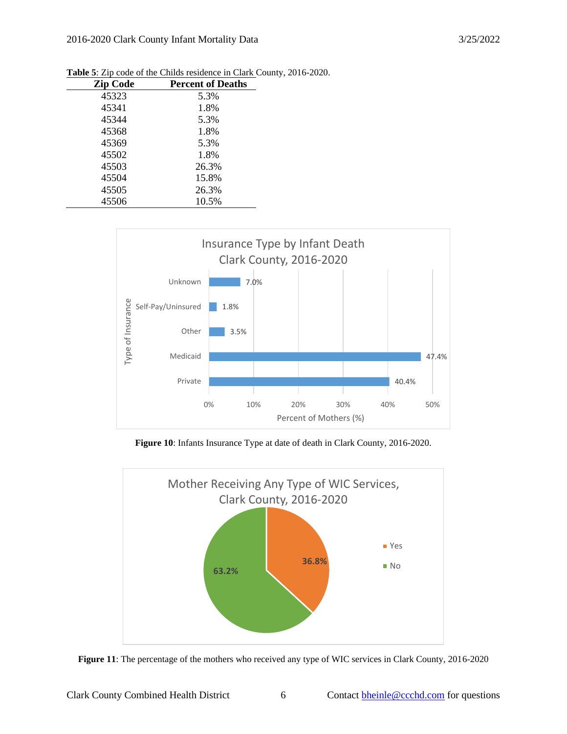**Table 5**: Zip code of the Childs residence in Clark County, 2016-2020.

| Zip Code | Percent of Deaths |
|---|---|
| 45323 | 5.3% |
| 45341 | 1.8% |
| 45344 | 5.3% |
| 45368 | 1.8% |
| 45369 | 5.3% |
| 45502 | 1.8% |
| 45503 | 26.3% |
| 45504 | 15.8% |
| 45505 | 26.3% |
| 45506 | 10.5% |

Insurance Type by Infant Death Clark County, 2016-2020

| Type of Insurance | Percent of Mothers (%) |
|---|---|
| Unknown | 7.0% |
| Self-Pay/Uninsured | 1.8% |
| Other | 3.5% |
| Medicaid | 47.4% |
| Private | 40.4% |

**Figure 10**: Infants Insurance Type at date of death in Clark County, 2016-2020.

Mother Receiving Any Type of WIC Services, Clark County, 2016-2020

| WIC Services | Percent |
|---|---|
| Yes | 36.8% |
| No | 63.2% |

**Figure 11**: The percentage of the mothers who received any type of WIC services in Clark County, 2016-2020

Contact bheinle@ccchd.com for questions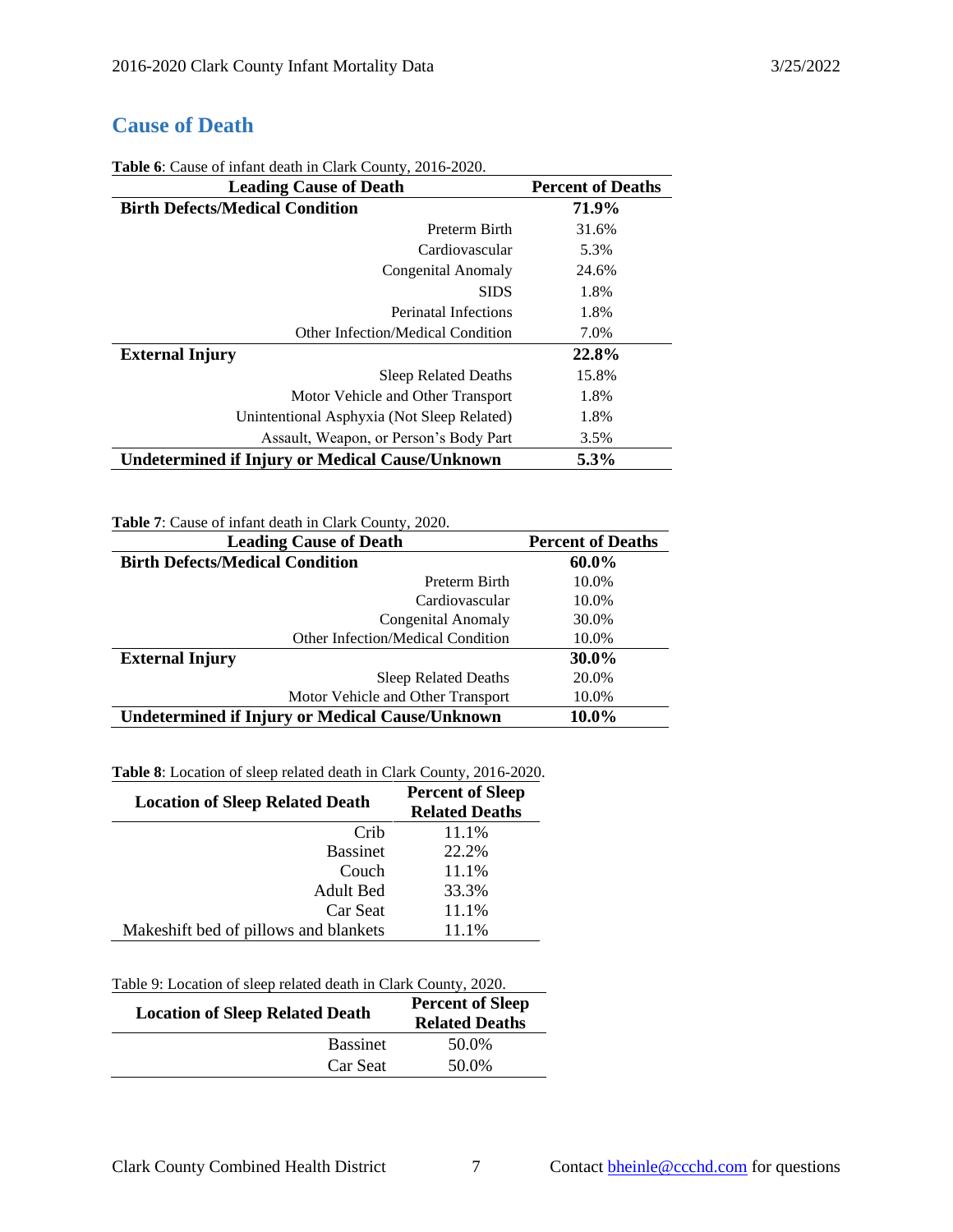## Cause of Death

**Table 6**: Cause of infant death in Clark County, 2016-2020.

| Leading Cause of Death | Percent of Deaths |
|---|---|
| **Birth Defects/Medical Condition** | **71.9%** |
| Preterm Birth | 31.6% |
| Cardiovascular | 5.3% |
| Congenital Anomaly | 24.6% |
| SIDS | 1.8% |
| Perinatal Infections | 1.8% |
| Other Infection/Medical Condition | 7.0% |
| **External Injury** | **22.8%** |
| Sleep Related Deaths | 15.8% |
| Motor Vehicle and Other Transport | 1.8% |
| Unintentional Asphyxia (Not Sleep Related) | 1.8% |
| Assault, Weapon, or Person's Body Part | 3.5% |
| **Undetermined if Injury or Medical Cause/Unknown** | **5.3%** |

**Table 7**: Cause of infant death in Clark County, 2020.

| Leading Cause of Death | Percent of Deaths |
|---|---|
| **Birth Defects/Medical Condition** | **60.0%** |
| Preterm Birth | 10.0% |
| Cardiovascular | 10.0% |
| Congenital Anomaly | 30.0% |
| Other Infection/Medical Condition | 10.0% |
| **External Injury** | **30.0%** |
| Sleep Related Deaths | 20.0% |
| Motor Vehicle and Other Transport | 10.0% |
| **Undetermined if Injury or Medical Cause/Unknown** | **10.0%** |

**Table 8**: Location of sleep related death in Clark County, 2016-2020.

| Location of Sleep Related Death | Percent of Sleep Related Deaths |
|---|---|
| Crib | 11.1% |
| Bassinet | 22.2% |
| Couch | 11.1% |
| Adult Bed | 33.3% |
| Car Seat | 11.1% |
| Makeshift bed of pillows and blankets | 11.1% |

Table 9: Location of sleep related death in Clark County, 2020.

| Location of Sleep Related Death | Percent of Sleep Related Deaths |
|---|---|
| Bassinet | 50.0% |
| Car Seat | 50.0% |